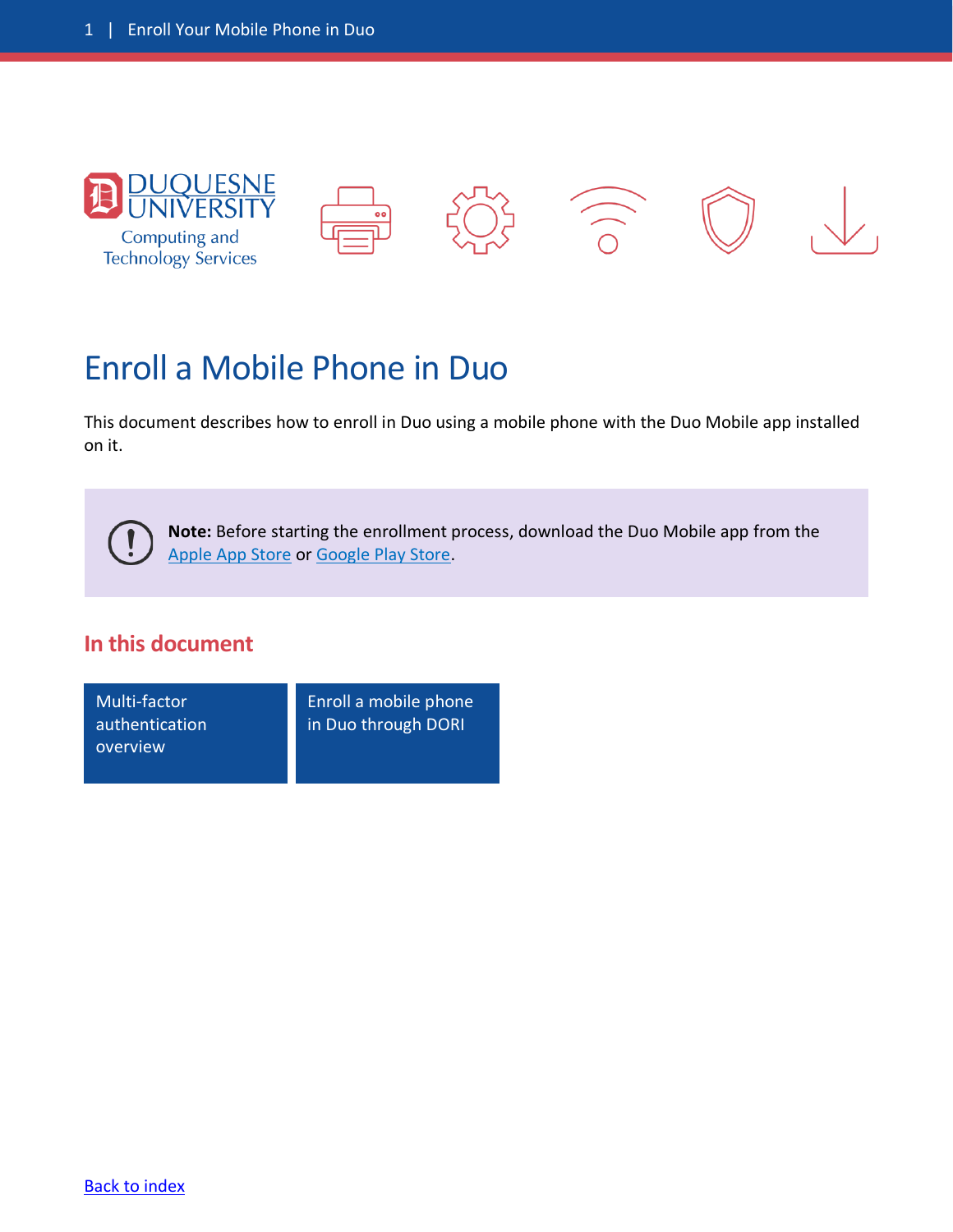# Enroll a Mobile Phone in Duo

This document describes how to enroll in Duo using a mobile phone with the Duo Mobile app installed on it.

> **Note:** Before starting the enrollment process, download the Duo Mobile app from the Apple App Store or Google Play Store.

## In this document

- Multi-factor authentication overview
- Enroll a mobile phone in Duo through DORI

Back to index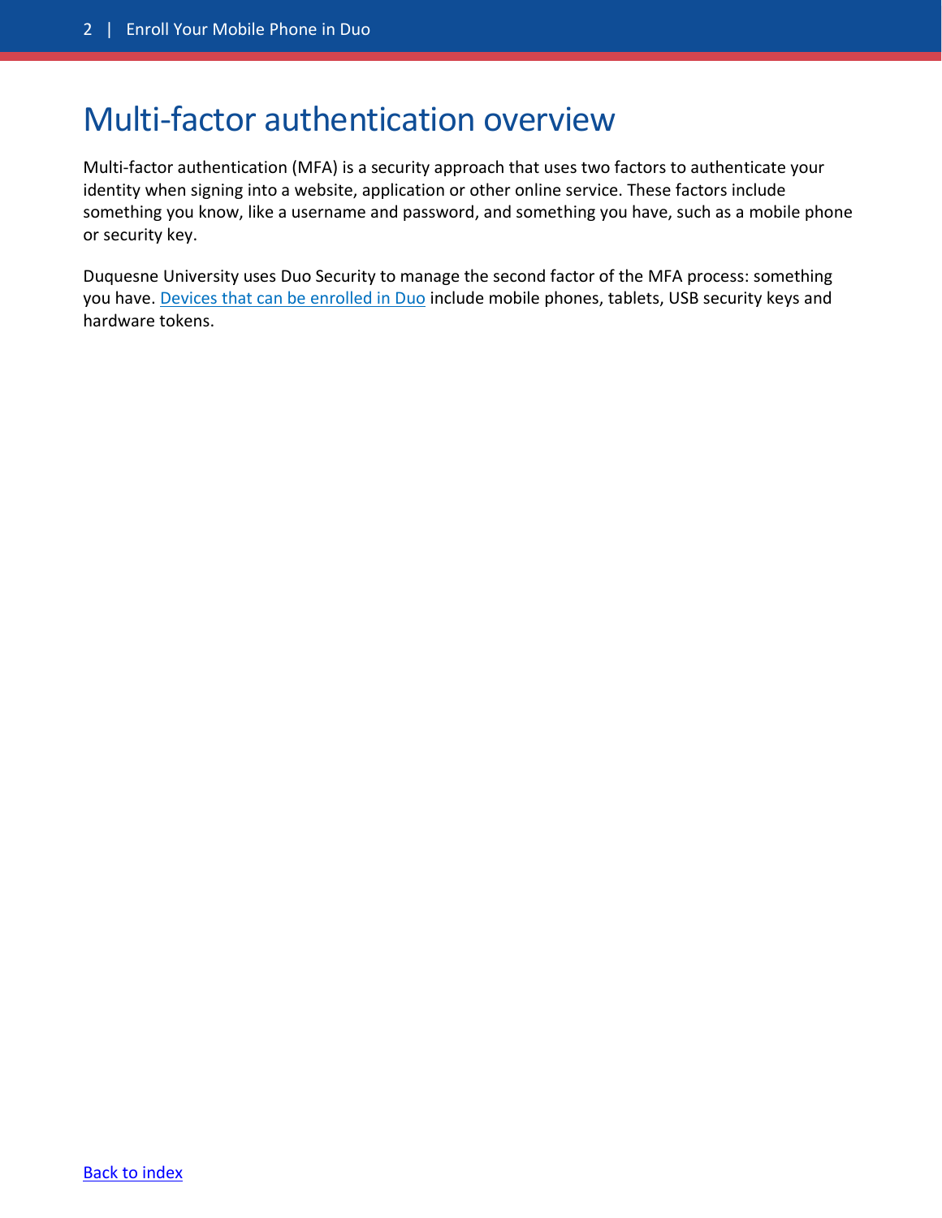# Multi-factor authentication overview

Multi-factor authentication (MFA) is a security approach that uses two factors to authenticate your identity when signing into a website, application or other online service. These factors include something you know, like a username and password, and something you have, such as a mobile phone or security key.

Duquesne University uses Duo Security to manage the second factor of the MFA process: something you have. Devices that can be enrolled in Duo include mobile phones, tablets, USB security keys and hardware tokens.

Back to index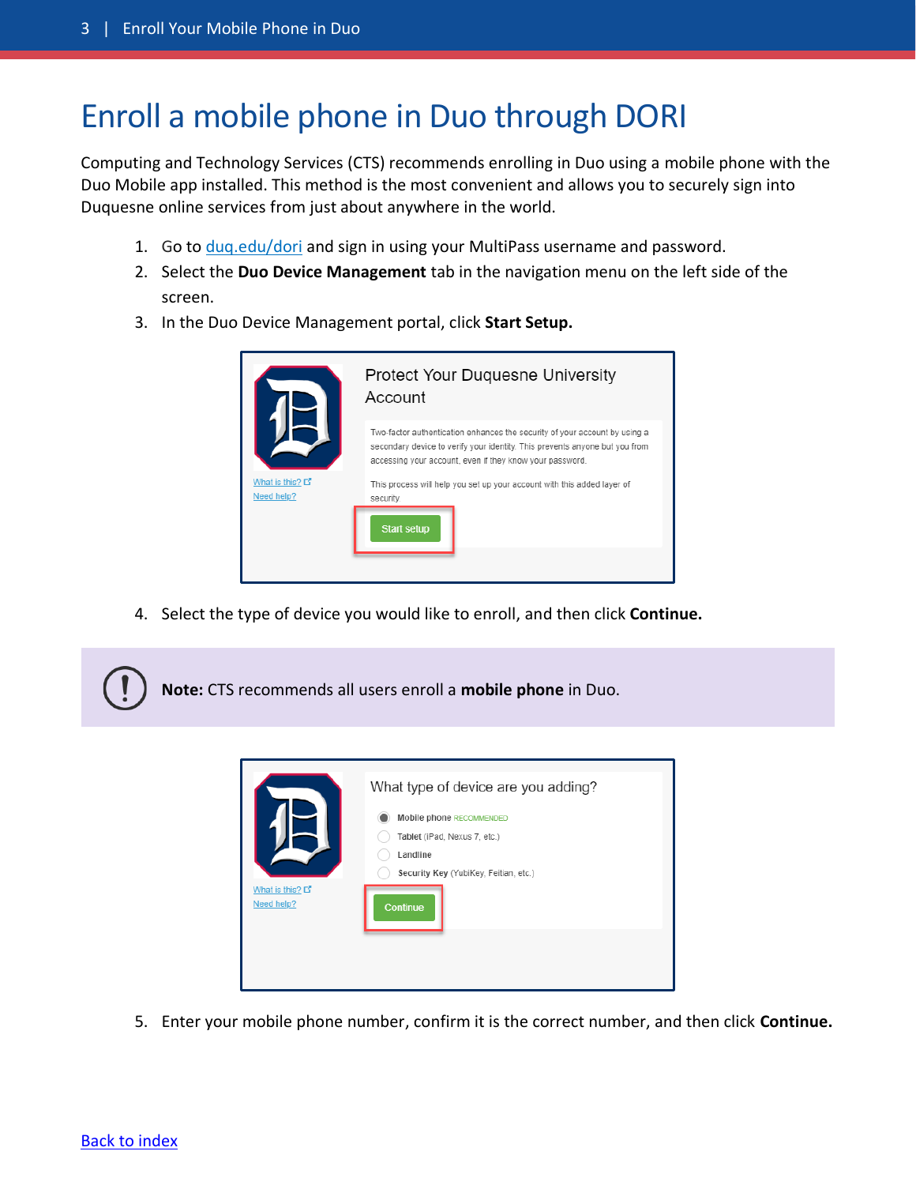# Enroll a mobile phone in Duo through DORI

Computing and Technology Services (CTS) recommends enrolling in Duo using a mobile phone with the Duo Mobile app installed. This method is the most convenient and allows you to securely sign into Duquesne online services from just about anywhere in the world.

1. Go to [duq.edu/dori](duq.edu/dori) and sign in using your MultiPass username and password.
2. Select the **Duo Device Management** tab in the navigation menu on the left side of the screen.
3. In the Duo Device Management portal, click **Start Setup.**

4. Select the type of device you would like to enroll, and then click **Continue.**

> **Note:** CTS recommends all users enroll a **mobile phone** in Duo.

5. Enter your mobile phone number, confirm it is the correct number, and then click **Continue.**

[Back to index]()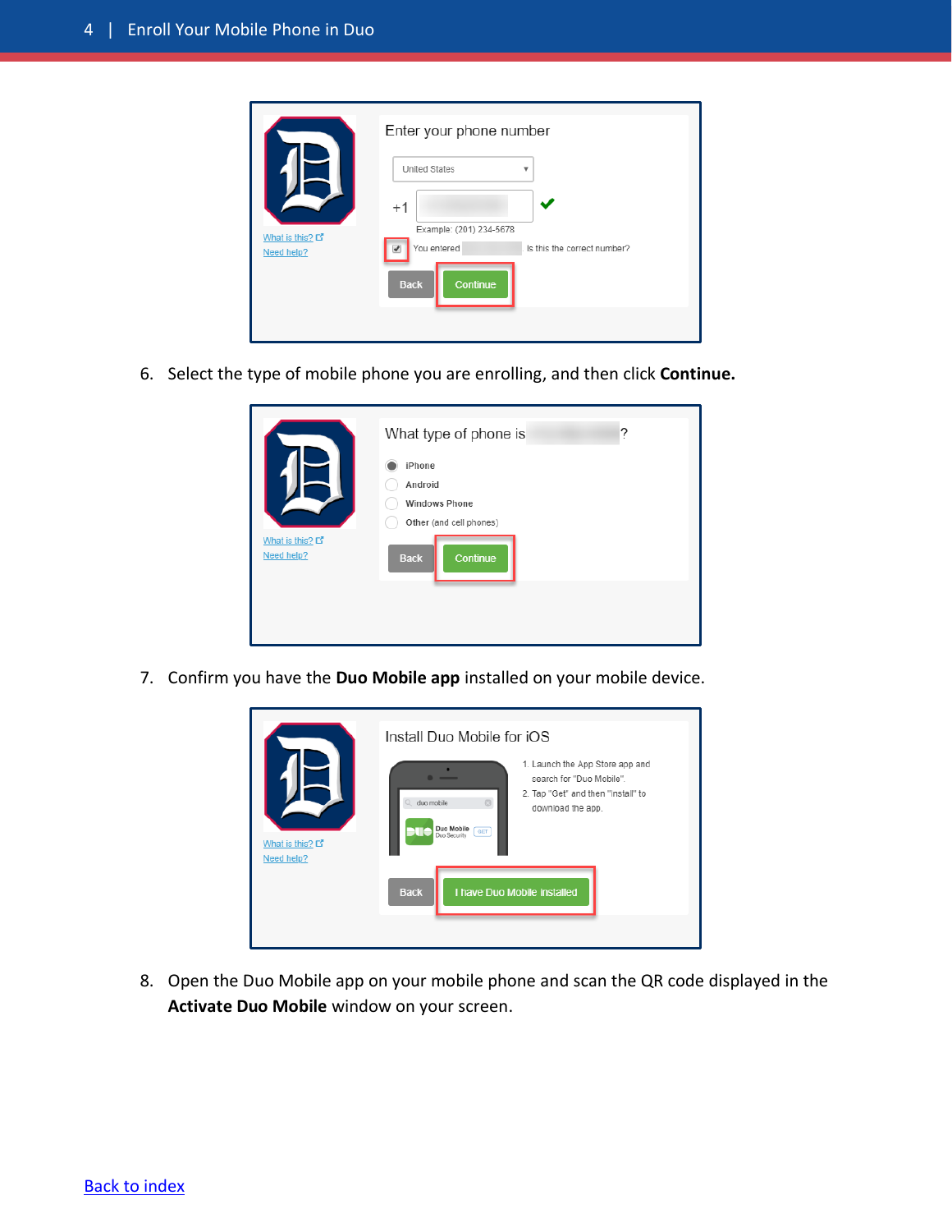6. Select the type of mobile phone you are enrolling, and then click **Continue.**

7. Confirm you have the **Duo Mobile app** installed on your mobile device.

8. Open the Duo Mobile app on your mobile phone and scan the QR code displayed in the **Activate Duo Mobile** window on your screen.

Back to index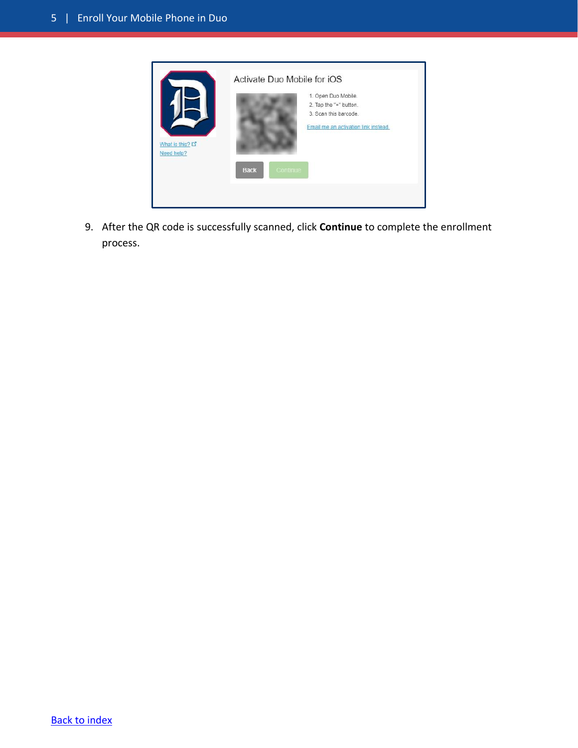Activate Duo Mobile for iOS

1. Open Duo Mobile.
2. Tap the "+" button.
3. Scan this barcode.

Email me an activation link instead.

What is this?

Need help?

Back Continue

9. After the QR code is successfully scanned, click **Continue** to complete the enrollment process.

Back to index